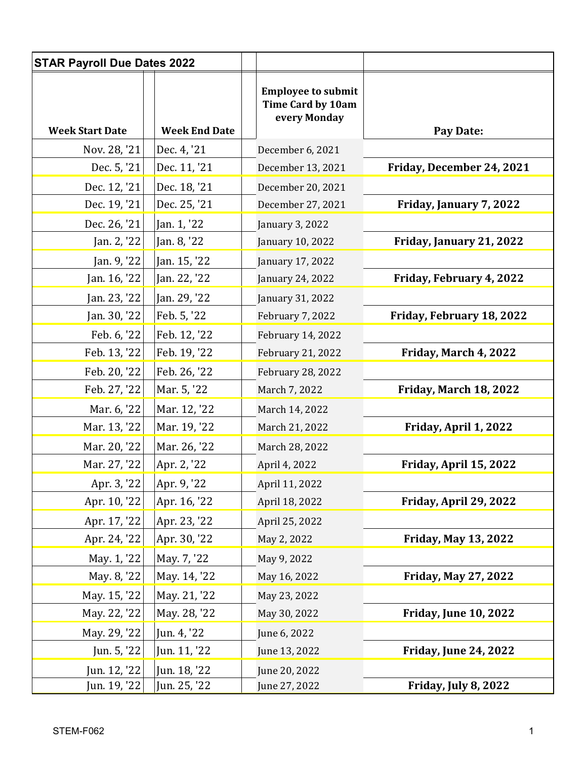| STAR Payroll Due Dates 2022 | | | |
|---|---|---|---|
| **Week Start Date** | **Week End Date** | **Employee to submit Time Card by 10am every Monday** | **Pay Date:** |
| Nov. 28, '21 | Dec. 4, '21 | December 6, 2021 | |
| Dec. 5, '21 | Dec. 11, '21 | December 13, 2021 | **Friday, December 24, 2021** |
| Dec. 12, '21 | Dec. 18, '21 | December 20, 2021 | |
| Dec. 19, '21 | Dec. 25, '21 | December 27, 2021 | **Friday, January 7, 2022** |
| Dec. 26, '21 | Jan. 1, '22 | January 3, 2022 | |
| Jan. 2, '22 | Jan. 8, '22 | January 10, 2022 | **Friday, January 21, 2022** |
| Jan. 9, '22 | Jan. 15, '22 | January 17, 2022 | |
| Jan. 16, '22 | Jan. 22, '22 | January 24, 2022 | **Friday, February 4, 2022** |
| Jan. 23, '22 | Jan. 29, '22 | January 31, 2022 | |
| Jan. 30, '22 | Feb. 5, '22 | February 7, 2022 | **Friday, February 18, 2022** |
| Feb. 6, '22 | Feb. 12, '22 | February 14, 2022 | |
| Feb. 13, '22 | Feb. 19, '22 | February 21, 2022 | **Friday, March 4, 2022** |
| Feb. 20, '22 | Feb. 26, '22 | February 28, 2022 | |
| Feb. 27, '22 | Mar. 5, '22 | March 7, 2022 | **Friday, March 18, 2022** |
| Mar. 6, '22 | Mar. 12, '22 | March 14, 2022 | |
| Mar. 13, '22 | Mar. 19, '22 | March 21, 2022 | **Friday, April 1, 2022** |
| Mar. 20, '22 | Mar. 26, '22 | March 28, 2022 | |
| Mar. 27, '22 | Apr. 2, '22 | April 4, 2022 | **Friday, April 15, 2022** |
| Apr. 3, '22 | Apr. 9, '22 | April 11, 2022 | |
| Apr. 10, '22 | Apr. 16, '22 | April 18, 2022 | **Friday, April 29, 2022** |
| Apr. 17, '22 | Apr. 23, '22 | April 25, 2022 | |
| Apr. 24, '22 | Apr. 30, '22 | May 2, 2022 | **Friday, May 13, 2022** |
| May. 1, '22 | May. 7, '22 | May 9, 2022 | |
| May. 8, '22 | May. 14, '22 | May 16, 2022 | **Friday, May 27, 2022** |
| May. 15, '22 | May. 21, '22 | May 23, 2022 | |
| May. 22, '22 | May. 28, '22 | May 30, 2022 | **Friday, June 10, 2022** |
| May. 29, '22 | Jun. 4, '22 | June 6, 2022 | |
| Jun. 5, '22 | Jun. 11, '22 | June 13, 2022 | **Friday, June 24, 2022** |
| Jun. 12, '22 | Jun. 18, '22 | June 20, 2022 | |
| Jun. 19, '22 | Jun. 25, '22 | June 27, 2022 | **Friday, July 8, 2022** |

STEM-F062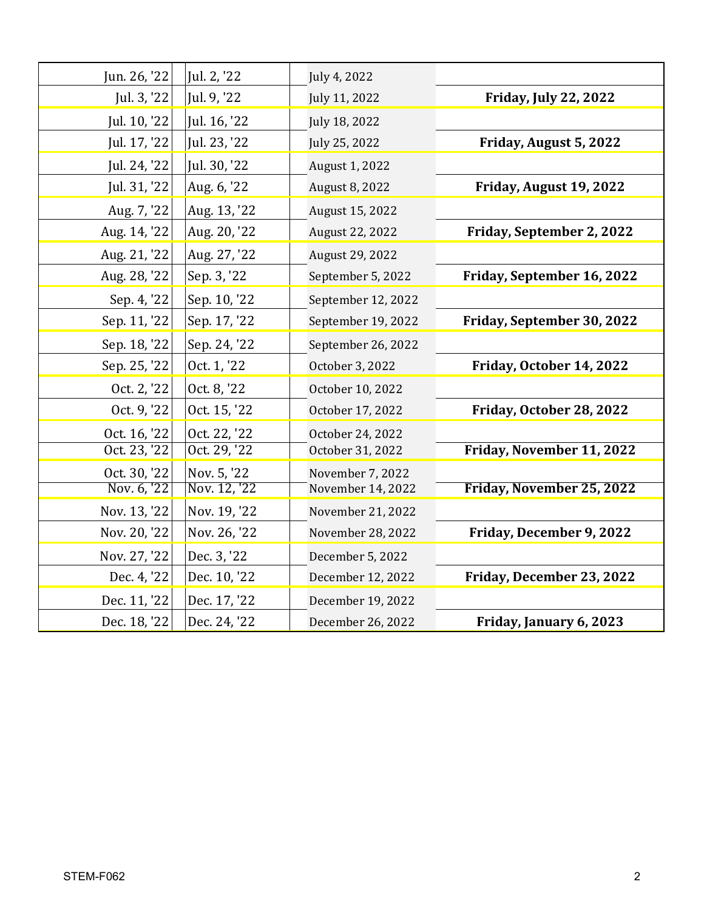| | | | |
|---|---|---|---|
| Jun. 26, '22 | Jul. 2, '22 | July 4, 2022 | |
| Jul. 3, '22 | Jul. 9, '22 | July 11, 2022 | **Friday, July 22, 2022** |
| Jul. 10, '22 | Jul. 16, '22 | July 18, 2022 | |
| Jul. 17, '22 | Jul. 23, '22 | July 25, 2022 | **Friday, August 5, 2022** |
| Jul. 24, '22 | Jul. 30, '22 | August 1, 2022 | |
| Jul. 31, '22 | Aug. 6, '22 | August 8, 2022 | **Friday, August 19, 2022** |
| Aug. 7, '22 | Aug. 13, '22 | August 15, 2022 | |
| Aug. 14, '22 | Aug. 20, '22 | August 22, 2022 | **Friday, September 2, 2022** |
| Aug. 21, '22 | Aug. 27, '22 | August 29, 2022 | |
| Aug. 28, '22 | Sep. 3, '22 | September 5, 2022 | **Friday, September 16, 2022** |
| Sep. 4, '22 | Sep. 10, '22 | September 12, 2022 | |
| Sep. 11, '22 | Sep. 17, '22 | September 19, 2022 | **Friday, September 30, 2022** |
| Sep. 18, '22 | Sep. 24, '22 | September 26, 2022 | |
| Sep. 25, '22 | Oct. 1, '22 | October 3, 2022 | **Friday, October 14, 2022** |
| Oct. 2, '22 | Oct. 8, '22 | October 10, 2022 | |
| Oct. 9, '22 | Oct. 15, '22 | October 17, 2022 | **Friday, October 28, 2022** |
| Oct. 16, '22 | Oct. 22, '22 | October 24, 2022 | |
| Oct. 23, '22 | Oct. 29, '22 | October 31, 2022 | **Friday, November 11, 2022** |
| Oct. 30, '22 | Nov. 5, '22 | November 7, 2022 | |
| Nov. 6, '22 | Nov. 12, '22 | November 14, 2022 | **Friday, November 25, 2022** |
| Nov. 13, '22 | Nov. 19, '22 | November 21, 2022 | |
| Nov. 20, '22 | Nov. 26, '22 | November 28, 2022 | **Friday, December 9, 2022** |
| Nov. 27, '22 | Dec. 3, '22 | December 5, 2022 | |
| Dec. 4, '22 | Dec. 10, '22 | December 12, 2022 | **Friday, December 23, 2022** |
| Dec. 11, '22 | Dec. 17, '22 | December 19, 2022 | |
| Dec. 18, '22 | Dec. 24, '22 | December 26, 2022 | **Friday, January 6, 2023** |

STEM-F062